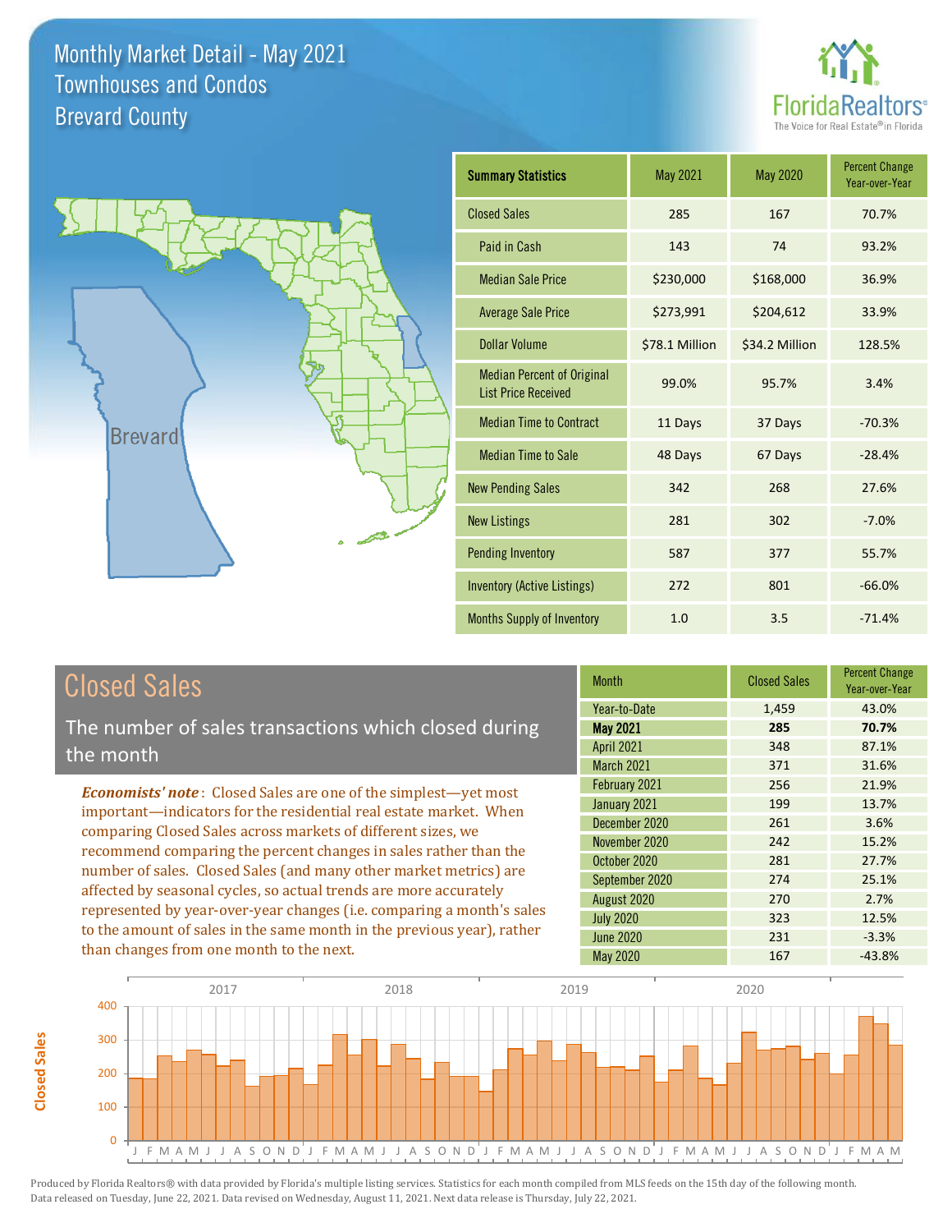# Monthly Market Detail - May 2021
## Townhouses and Condos
## Brevard County

FloridaRealtors® The Voice for Real Estate® in Florida

Brevard

| Summary Statistics | May 2021 | May 2020 | Percent Change Year-over-Year |
|---|---|---|---|
| Closed Sales | 285 | 167 | 70.7% |
| Paid in Cash | 143 | 74 | 93.2% |
| Median Sale Price | $230,000 | $168,000 | 36.9% |
| Average Sale Price | $273,991 | $204,612 | 33.9% |
| Dollar Volume | $78.1 Million | $34.2 Million | 128.5% |
| Median Percent of Original List Price Received | 99.0% | 95.7% | 3.4% |
| Median Time to Contract | 11 Days | 37 Days | -70.3% |
| Median Time to Sale | 48 Days | 67 Days | -28.4% |
| New Pending Sales | 342 | 268 | 27.6% |
| New Listings | 281 | 302 | -7.0% |
| Pending Inventory | 587 | 377 | 55.7% |
| Inventory (Active Listings) | 272 | 801 | -66.0% |
| Months Supply of Inventory | 1.0 | 3.5 | -71.4% |

## Closed Sales

The number of sales transactions which closed during the month

***Economists' note***: Closed Sales are one of the simplest—yet most important—indicators for the residential real estate market. When comparing Closed Sales across markets of different sizes, we recommend comparing the percent changes in sales rather than the number of sales. Closed Sales (and many other market metrics) are affected by seasonal cycles, so actual trends are more accurately represented by year-over-year changes (i.e. comparing a month's sales to the amount of sales in the same month in the previous year), rather than changes from one month to the next.

| Month | Closed Sales | Percent Change Year-over-Year |
|---|---|---|
| Year-to-Date | 1,459 | 43.0% |
| **May 2021** | **285** | **70.7%** |
| April 2021 | 348 | 87.1% |
| March 2021 | 371 | 31.6% |
| February 2021 | 256 | 21.9% |
| January 2021 | 199 | 13.7% |
| December 2020 | 261 | 3.6% |
| November 2020 | 242 | 15.2% |
| October 2020 | 281 | 27.7% |
| September 2020 | 274 | 25.1% |
| August 2020 | 270 | 2.7% |
| July 2020 | 323 | 12.5% |
| June 2020 | 231 | -3.3% |
| May 2020 | 167 | -43.8% |

Produced by Florida Realtors® with data provided by Florida's multiple listing services. Statistics for each month compiled from MLS feeds on the 15th day of the following month. Data released on Tuesday, June 22, 2021. Data revised on Wednesday, August 11, 2021. Next data release is Thursday, July 22, 2021.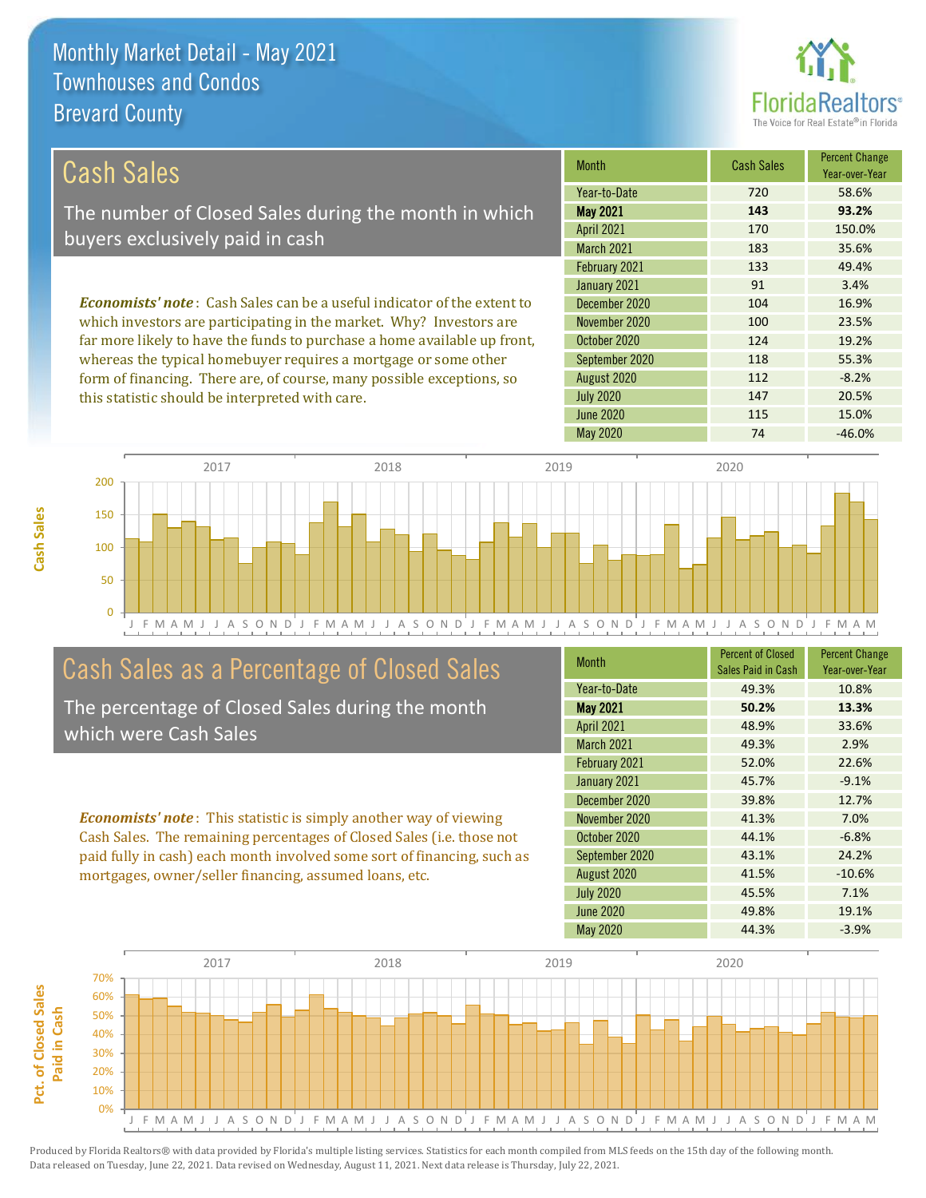# Monthly Market Detail - May 2021
## Townhouses and Condos
## Brevard County

## Cash Sales

The number of Closed Sales during the month in which buyers exclusively paid in cash

*Economists' note*: Cash Sales can be a useful indicator of the extent to which investors are participating in the market. Why? Investors are far more likely to have the funds to purchase a home available up front, whereas the typical homebuyer requires a mortgage or some other form of financing. There are, of course, many possible exceptions, so this statistic should be interpreted with care.

| Month | Cash Sales | Percent Change Year-over-Year |
| --- | --- | --- |
| Year-to-Date | 720 | 58.6% |
| **May 2021** | **143** | **93.2%** |
| April 2021 | 170 | 150.0% |
| March 2021 | 183 | 35.6% |
| February 2021 | 133 | 49.4% |
| January 2021 | 91 | 3.4% |
| December 2020 | 104 | 16.9% |
| November 2020 | 100 | 23.5% |
| October 2020 | 124 | 19.2% |
| September 2020 | 118 | 55.3% |
| August 2020 | 112 | -8.2% |
| July 2020 | 147 | 20.5% |
| June 2020 | 115 | 15.0% |
| May 2020 | 74 | -46.0% |

## Cash Sales as a Percentage of Closed Sales

The percentage of Closed Sales during the month which were Cash Sales

*Economists' note*: This statistic is simply another way of viewing Cash Sales. The remaining percentages of Closed Sales (i.e. those not paid fully in cash) each month involved some sort of financing, such as mortgages, owner/seller financing, assumed loans, etc.

| Month | Percent of Closed Sales Paid in Cash | Percent Change Year-over-Year |
| --- | --- | --- |
| Year-to-Date | 49.3% | 10.8% |
| **May 2021** | **50.2%** | **13.3%** |
| April 2021 | 48.9% | 33.6% |
| March 2021 | 49.3% | 2.9% |
| February 2021 | 52.0% | 22.6% |
| January 2021 | 45.7% | -9.1% |
| December 2020 | 39.8% | 12.7% |
| November 2020 | 41.3% | 7.0% |
| October 2020 | 44.1% | -6.8% |
| September 2020 | 43.1% | 24.2% |
| August 2020 | 41.5% | -10.6% |
| July 2020 | 45.5% | 7.1% |
| June 2020 | 49.8% | 19.1% |
| May 2020 | 44.3% | -3.9% |

Produced by Florida Realtors® with data provided by Florida's multiple listing services. Statistics for each month compiled from MLS feeds on the 15th day of the following month. Data released on Tuesday, June 22, 2021. Data revised on Wednesday, August 11, 2021. Next data release is Thursday, July 22, 2021.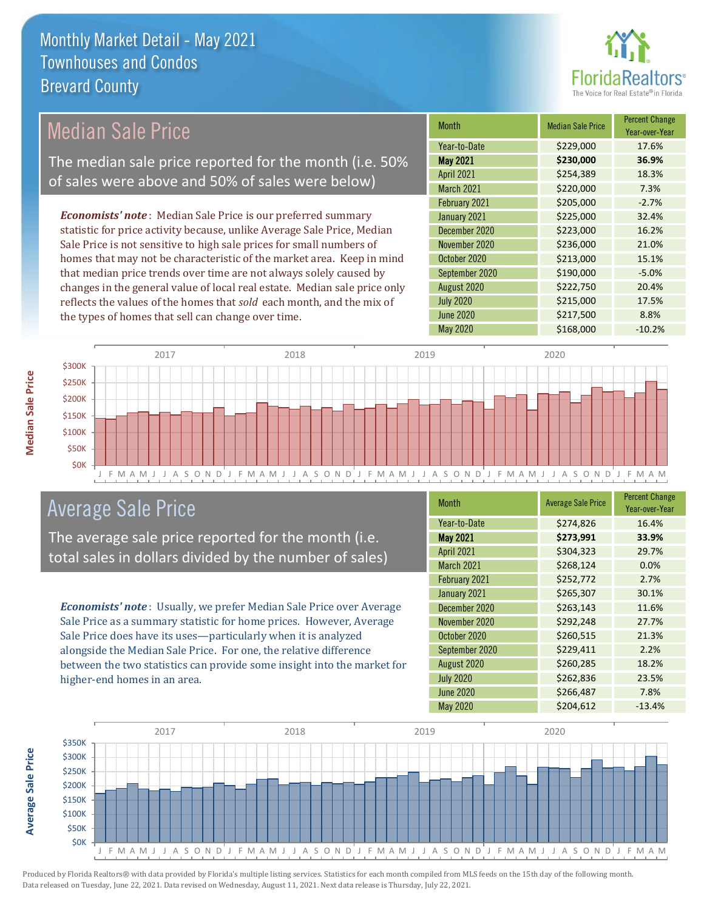# Monthly Market Detail - May 2021
## Townhouses and Condos
## Brevard County

## Median Sale Price

The median sale price reported for the month (i.e. 50% of sales were above and 50% of sales were below)

*Economists' note*: Median Sale Price is our preferred summary statistic for price activity because, unlike Average Sale Price, Median Sale Price is not sensitive to high sale prices for small numbers of homes that may not be characteristic of the market area. Keep in mind that median price trends over time are not always solely caused by changes in the general value of local real estate. Median sale price only reflects the values of the homes that *sold* each month, and the mix of the types of homes that sell can change over time.

| Month | Median Sale Price | Percent Change Year-over-Year |
|---|---|---|
| Year-to-Date | $229,000 | 17.6% |
| **May 2021** | **$230,000** | **36.9%** |
| April 2021 | $254,389 | 18.3% |
| March 2021 | $220,000 | 7.3% |
| February 2021 | $205,000 | -2.7% |
| January 2021 | $225,000 | 32.4% |
| December 2020 | $223,000 | 16.2% |
| November 2020 | $236,000 | 21.0% |
| October 2020 | $213,000 | 15.1% |
| September 2020 | $190,000 | -5.0% |
| August 2020 | $222,750 | 20.4% |
| July 2020 | $215,000 | 17.5% |
| June 2020 | $217,500 | 8.8% |
| May 2020 | $168,000 | -10.2% |

## Average Sale Price

The average sale price reported for the month (i.e. total sales in dollars divided by the number of sales)

*Economists' note*: Usually, we prefer Median Sale Price over Average Sale Price as a summary statistic for home prices. However, Average Sale Price does have its uses—particularly when it is analyzed alongside the Median Sale Price. For one, the relative difference between the two statistics can provide some insight into the market for higher-end homes in an area.

| Month | Average Sale Price | Percent Change Year-over-Year |
|---|---|---|
| Year-to-Date | $274,826 | 16.4% |
| **May 2021** | **$273,991** | **33.9%** |
| April 2021 | $304,323 | 29.7% |
| March 2021 | $268,124 | 0.0% |
| February 2021 | $252,772 | 2.7% |
| January 2021 | $265,307 | 30.1% |
| December 2020 | $263,143 | 11.6% |
| November 2020 | $292,248 | 27.7% |
| October 2020 | $260,515 | 21.3% |
| September 2020 | $229,411 | 2.2% |
| August 2020 | $260,285 | 18.2% |
| July 2020 | $262,836 | 23.5% |
| June 2020 | $266,487 | 7.8% |
| May 2020 | $204,612 | -13.4% |

Produced by Florida Realtors® with data provided by Florida's multiple listing services. Statistics for each month compiled from MLS feeds on the 15th day of the following month. Data released on Tuesday, June 22, 2021. Data revised on Wednesday, August 11, 2021. Next data release is Thursday, July 22, 2021.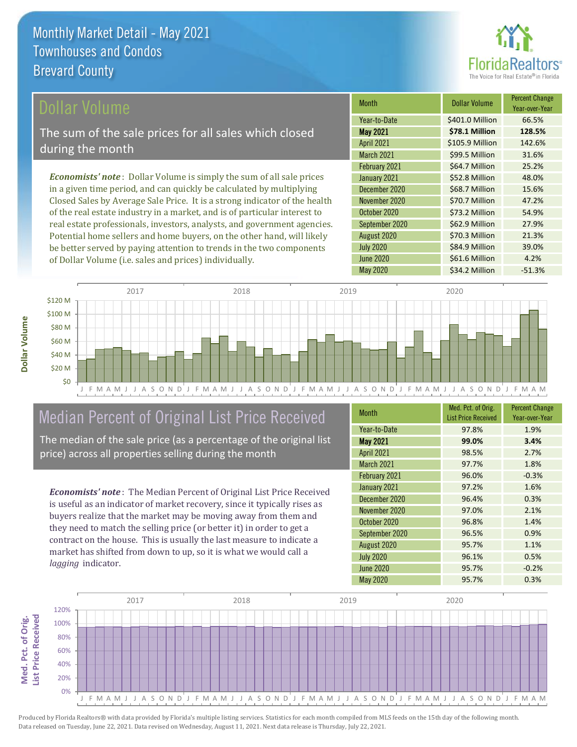# Monthly Market Detail - May 2021
## Townhouses and Condos
## Brevard County

## Dollar Volume

The sum of the sale prices for all sales which closed during the month

***Economists' note***: Dollar Volume is simply the sum of all sale prices in a given time period, and can quickly be calculated by multiplying Closed Sales by Average Sale Price. It is a strong indicator of the health of the real estate industry in a market, and is of particular interest to real estate professionals, investors, analysts, and government agencies. Potential home sellers and home buyers, on the other hand, will likely be better served by paying attention to trends in the two components of Dollar Volume (i.e. sales and prices) individually.

| Month | Dollar Volume | Percent Change Year-over-Year |
|---|---|---|
| Year-to-Date | $401.0 Million | 66.5% |
| **May 2021** | **$78.1 Million** | **128.5%** |
| April 2021 | $105.9 Million | 142.6% |
| March 2021 | $99.5 Million | 31.6% |
| February 2021 | $64.7 Million | 25.2% |
| January 2021 | $52.8 Million | 48.0% |
| December 2020 | $68.7 Million | 15.6% |
| November 2020 | $70.7 Million | 47.2% |
| October 2020 | $73.2 Million | 54.9% |
| September 2020 | $62.9 Million | 27.9% |
| August 2020 | $70.3 Million | 21.3% |
| July 2020 | $84.9 Million | 39.0% |
| June 2020 | $61.6 Million | 4.2% |
| May 2020 | $34.2 Million | -51.3% |

## Median Percent of Original List Price Received

The median of the sale price (as a percentage of the original list price) across all properties selling during the month

***Economists' note***: The Median Percent of Original List Price Received is useful as an indicator of market recovery, since it typically rises as buyers realize that the market may be moving away from them and they need to match the selling price (or better it) in order to get a contract on the house. This is usually the last measure to indicate a market has shifted from down to up, so it is what we would call a *lagging* indicator.

| Month | Med. Pct. of Orig. List Price Received | Percent Change Year-over-Year |
|---|---|---|
| Year-to-Date | 97.8% | 1.9% |
| **May 2021** | **99.0%** | **3.4%** |
| April 2021 | 98.5% | 2.7% |
| March 2021 | 97.7% | 1.8% |
| February 2021 | 96.0% | -0.3% |
| January 2021 | 97.2% | 1.6% |
| December 2020 | 96.4% | 0.3% |
| November 2020 | 97.0% | 2.1% |
| October 2020 | 96.8% | 1.4% |
| September 2020 | 96.5% | 0.9% |
| August 2020 | 95.7% | 1.1% |
| July 2020 | 96.1% | 0.5% |
| June 2020 | 95.7% | -0.2% |
| May 2020 | 95.7% | 0.3% |

Produced by Florida Realtors® with data provided by Florida's multiple listing services. Statistics for each month compiled from MLS feeds on the 15th day of the following month. Data released on Tuesday, June 22, 2021. Data revised on Wednesday, August 11, 2021. Next data release is Thursday, July 22, 2021.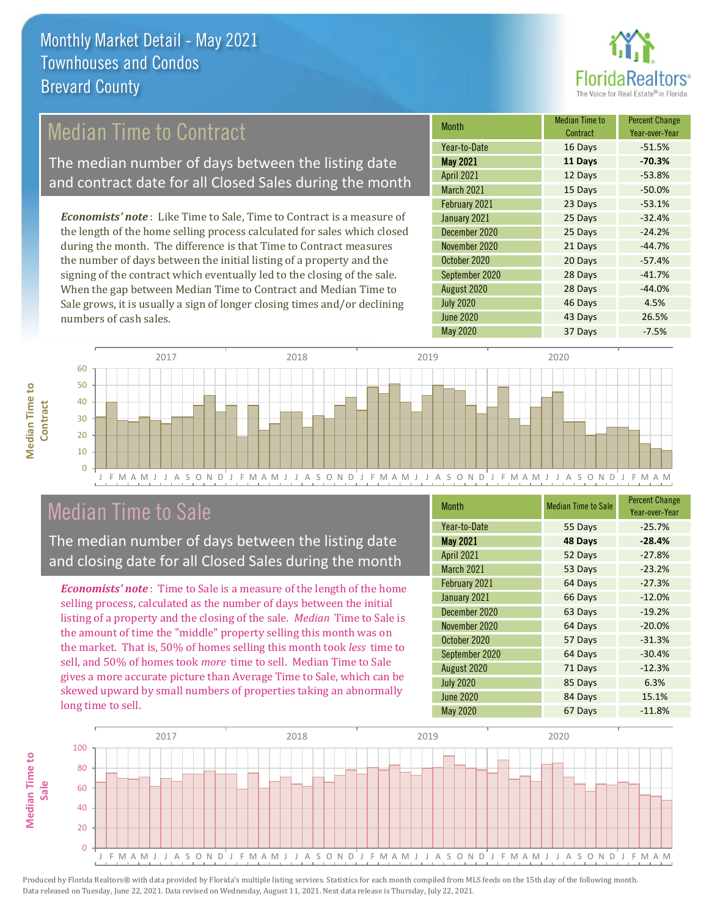# Monthly Market Detail - May 2021
## Townhouses and Condos
## Brevard County

## Median Time to Contract

The median number of days between the listing date and contract date for all Closed Sales during the month

*Economists' note*: Like Time to Sale, Time to Contract is a measure of the length of the home selling process calculated for sales which closed during the month. The difference is that Time to Contract measures the number of days between the initial listing of a property and the signing of the contract which eventually led to the closing of the sale. When the gap between Median Time to Contract and Median Time to Sale grows, it is usually a sign of longer closing times and/or declining numbers of cash sales.

| Month | Median Time to Contract | Percent Change Year-over-Year |
|---|---|---|
| Year-to-Date | 16 Days | -51.5% |
| **May 2021** | **11 Days** | **-70.3%** |
| April 2021 | 12 Days | -53.8% |
| March 2021 | 15 Days | -50.0% |
| February 2021 | 23 Days | -53.1% |
| January 2021 | 25 Days | -32.4% |
| December 2020 | 25 Days | -24.2% |
| November 2020 | 21 Days | -44.7% |
| October 2020 | 20 Days | -57.4% |
| September 2020 | 28 Days | -41.7% |
| August 2020 | 28 Days | -44.0% |
| July 2020 | 46 Days | 4.5% |
| June 2020 | 43 Days | 26.5% |
| May 2020 | 37 Days | -7.5% |

## Median Time to Sale

The median number of days between the listing date and closing date for all Closed Sales during the month

*Economists' note*: Time to Sale is a measure of the length of the home selling process, calculated as the number of days between the initial listing of a property and the closing of the sale. *Median* Time to Sale is the amount of time the "middle" property selling this month was on the market. That is, 50% of homes selling this month took *less* time to sell, and 50% of homes took *more* time to sell. Median Time to Sale gives a more accurate picture than Average Time to Sale, which can be skewed upward by small numbers of properties taking an abnormally long time to sell.

| Month | Median Time to Sale | Percent Change Year-over-Year |
|---|---|---|
| Year-to-Date | 55 Days | -25.7% |
| **May 2021** | **48 Days** | **-28.4%** |
| April 2021 | 52 Days | -27.8% |
| March 2021 | 53 Days | -23.2% |
| February 2021 | 64 Days | -27.3% |
| January 2021 | 66 Days | -12.0% |
| December 2020 | 63 Days | -19.2% |
| November 2020 | 64 Days | -20.0% |
| October 2020 | 57 Days | -31.3% |
| September 2020 | 64 Days | -30.4% |
| August 2020 | 71 Days | -12.3% |
| July 2020 | 85 Days | 6.3% |
| June 2020 | 84 Days | 15.1% |
| May 2020 | 67 Days | -11.8% |

Produced by Florida Realtors® with data provided by Florida's multiple listing services. Statistics for each month compiled from MLS feeds on the 15th day of the following month. Data released on Tuesday, June 22, 2021. Data revised on Wednesday, August 11, 2021. Next data release is Thursday, July 22, 2021.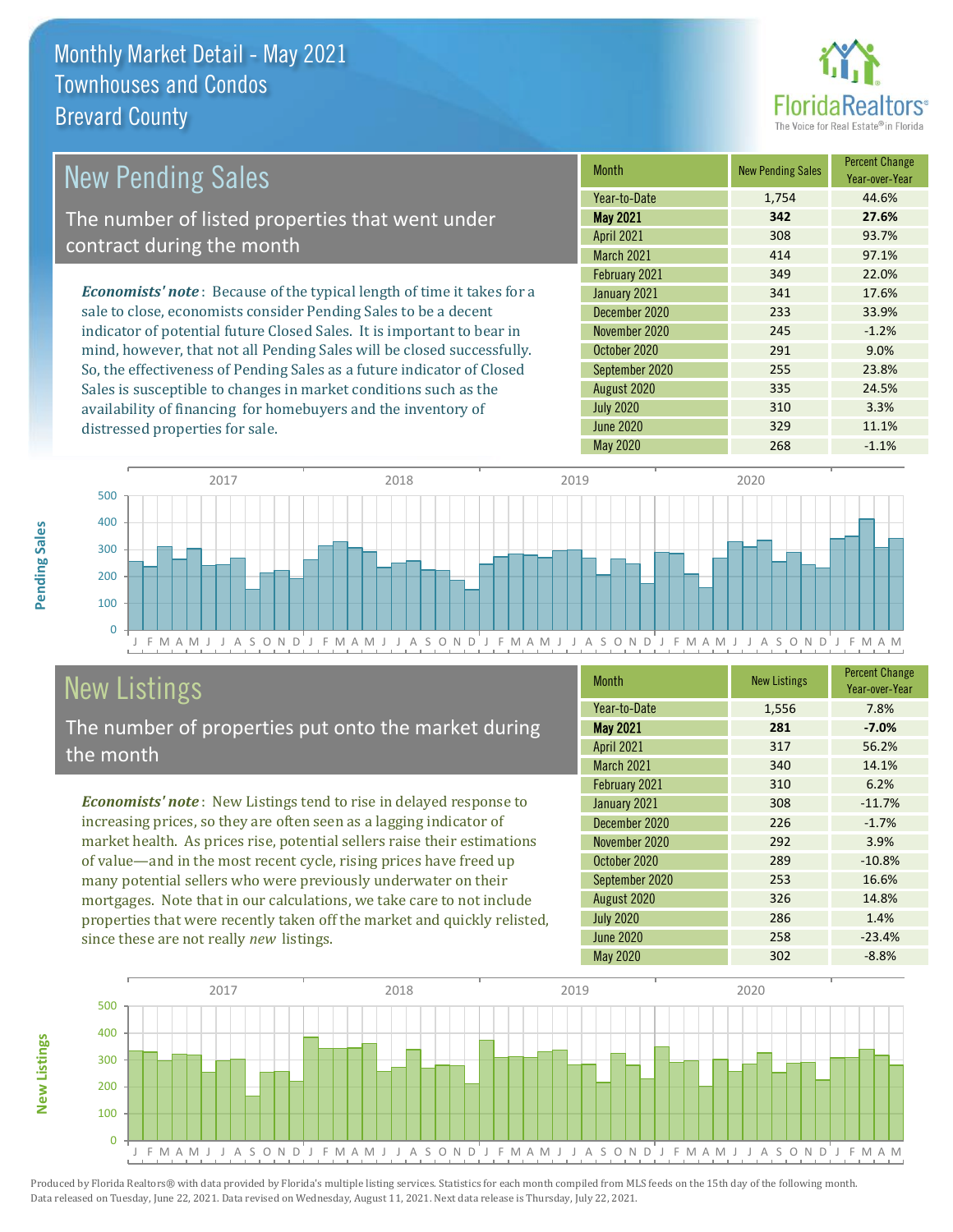# Monthly Market Detail - May 2021
## Townhouses and Condos
## Brevard County

## New Pending Sales

The number of listed properties that went under contract during the month

*Economists' note*: Because of the typical length of time it takes for a sale to close, economists consider Pending Sales to be a decent indicator of potential future Closed Sales. It is important to bear in mind, however, that not all Pending Sales will be closed successfully. So, the effectiveness of Pending Sales as a future indicator of Closed Sales is susceptible to changes in market conditions such as the availability of financing for homebuyers and the inventory of distressed properties for sale.

| Month | New Pending Sales | Percent Change Year-over-Year |
|---|---|---|
| Year-to-Date | 1,754 | 44.6% |
| **May 2021** | **342** | **27.6%** |
| April 2021 | 308 | 93.7% |
| March 2021 | 414 | 97.1% |
| February 2021 | 349 | 22.0% |
| January 2021 | 341 | 17.6% |
| December 2020 | 233 | 33.9% |
| November 2020 | 245 | -1.2% |
| October 2020 | 291 | 9.0% |
| September 2020 | 255 | 23.8% |
| August 2020 | 335 | 24.5% |
| July 2020 | 310 | 3.3% |
| June 2020 | 329 | 11.1% |
| May 2020 | 268 | -1.1% |

## New Listings

The number of properties put onto the market during the month

*Economists' note*: New Listings tend to rise in delayed response to increasing prices, so they are often seen as a lagging indicator of market health. As prices rise, potential sellers raise their estimations of value—and in the most recent cycle, rising prices have freed up many potential sellers who were previously underwater on their mortgages. Note that in our calculations, we take care to not include properties that were recently taken off the market and quickly relisted, since these are not really *new* listings.

| Month | New Listings | Percent Change Year-over-Year |
|---|---|---|
| Year-to-Date | 1,556 | 7.8% |
| **May 2021** | **281** | **-7.0%** |
| April 2021 | 317 | 56.2% |
| March 2021 | 340 | 14.1% |
| February 2021 | 310 | 6.2% |
| January 2021 | 308 | -11.7% |
| December 2020 | 226 | -1.7% |
| November 2020 | 292 | 3.9% |
| October 2020 | 289 | -10.8% |
| September 2020 | 253 | 16.6% |
| August 2020 | 326 | 14.8% |
| July 2020 | 286 | 1.4% |
| June 2020 | 258 | -23.4% |
| May 2020 | 302 | -8.8% |

Produced by Florida Realtors® with data provided by Florida's multiple listing services. Statistics for each month compiled from MLS feeds on the 15th day of the following month. Data released on Tuesday, June 22, 2021. Data revised on Wednesday, August 11, 2021. Next data release is Thursday, July 22, 2021.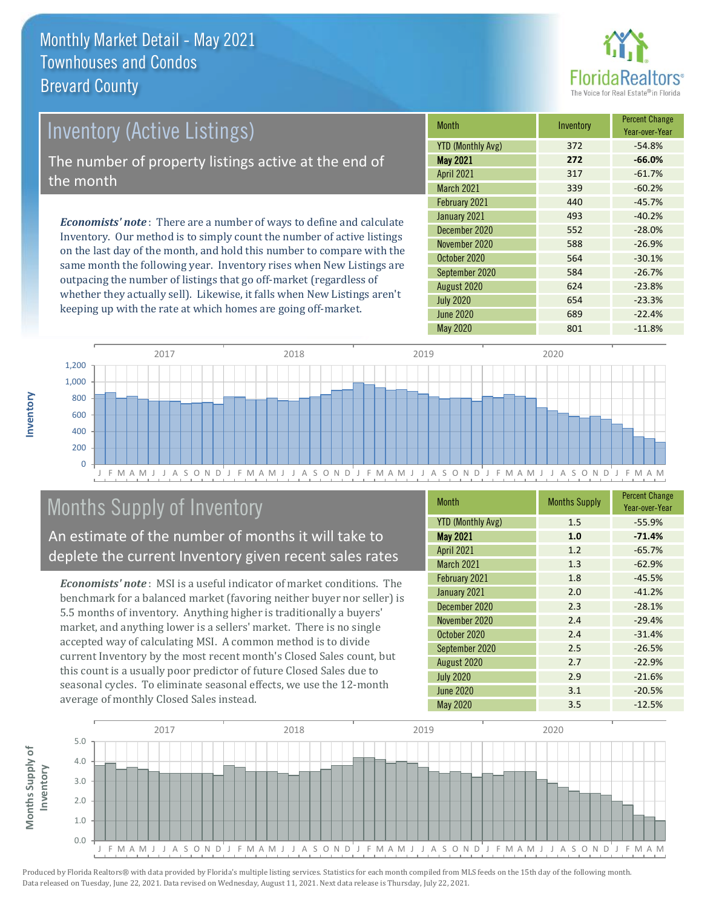# Monthly Market Detail - May 2021
## Townhouses and Condos
## Brevard County

## Inventory (Active Listings)

The number of property listings active at the end of the month

***Economists' note***: There are a number of ways to define and calculate Inventory. Our method is to simply count the number of active listings on the last day of the month, and hold this number to compare with the same month the following year. Inventory rises when New Listings are outpacing the number of listings that go off-market (regardless of whether they actually sell). Likewise, it falls when New Listings aren't keeping up with the rate at which homes are going off-market.

| Month | Inventory | Percent Change Year-over-Year |
|---|---|---|
| YTD (Monthly Avg) | 372 | -54.8% |
| **May 2021** | **272** | **-66.0%** |
| April 2021 | 317 | -61.7% |
| March 2021 | 339 | -60.2% |
| February 2021 | 440 | -45.7% |
| January 2021 | 493 | -40.2% |
| December 2020 | 552 | -28.0% |
| November 2020 | 588 | -26.9% |
| October 2020 | 564 | -30.1% |
| September 2020 | 584 | -26.7% |
| August 2020 | 624 | -23.8% |
| July 2020 | 654 | -23.3% |
| June 2020 | 689 | -22.4% |
| May 2020 | 801 | -11.8% |

## Months Supply of Inventory

An estimate of the number of months it will take to deplete the current Inventory given recent sales rates

***Economists' note***: MSI is a useful indicator of market conditions. The benchmark for a balanced market (favoring neither buyer nor seller) is 5.5 months of inventory. Anything higher is traditionally a buyers' market, and anything lower is a sellers' market. There is no single accepted way of calculating MSI. A common method is to divide current Inventory by the most recent month's Closed Sales count, but this count is a usually poor predictor of future Closed Sales due to seasonal cycles. To eliminate seasonal effects, we use the 12-month average of monthly Closed Sales instead.

| Month | Months Supply | Percent Change Year-over-Year |
|---|---|---|
| YTD (Monthly Avg) | 1.5 | -55.9% |
| **May 2021** | **1.0** | **-71.4%** |
| April 2021 | 1.2 | -65.7% |
| March 2021 | 1.3 | -62.9% |
| February 2021 | 1.8 | -45.5% |
| January 2021 | 2.0 | -41.2% |
| December 2020 | 2.3 | -28.1% |
| November 2020 | 2.4 | -29.4% |
| October 2020 | 2.4 | -31.4% |
| September 2020 | 2.5 | -26.5% |
| August 2020 | 2.7 | -22.9% |
| July 2020 | 2.9 | -21.6% |
| June 2020 | 3.1 | -20.5% |
| May 2020 | 3.5 | -12.5% |

Produced by Florida Realtors® with data provided by Florida's multiple listing services. Statistics for each month compiled from MLS feeds on the 15th day of the following month. Data released on Tuesday, June 22, 2021. Data revised on Wednesday, August 11, 2021. Next data release is Thursday, July 22, 2021.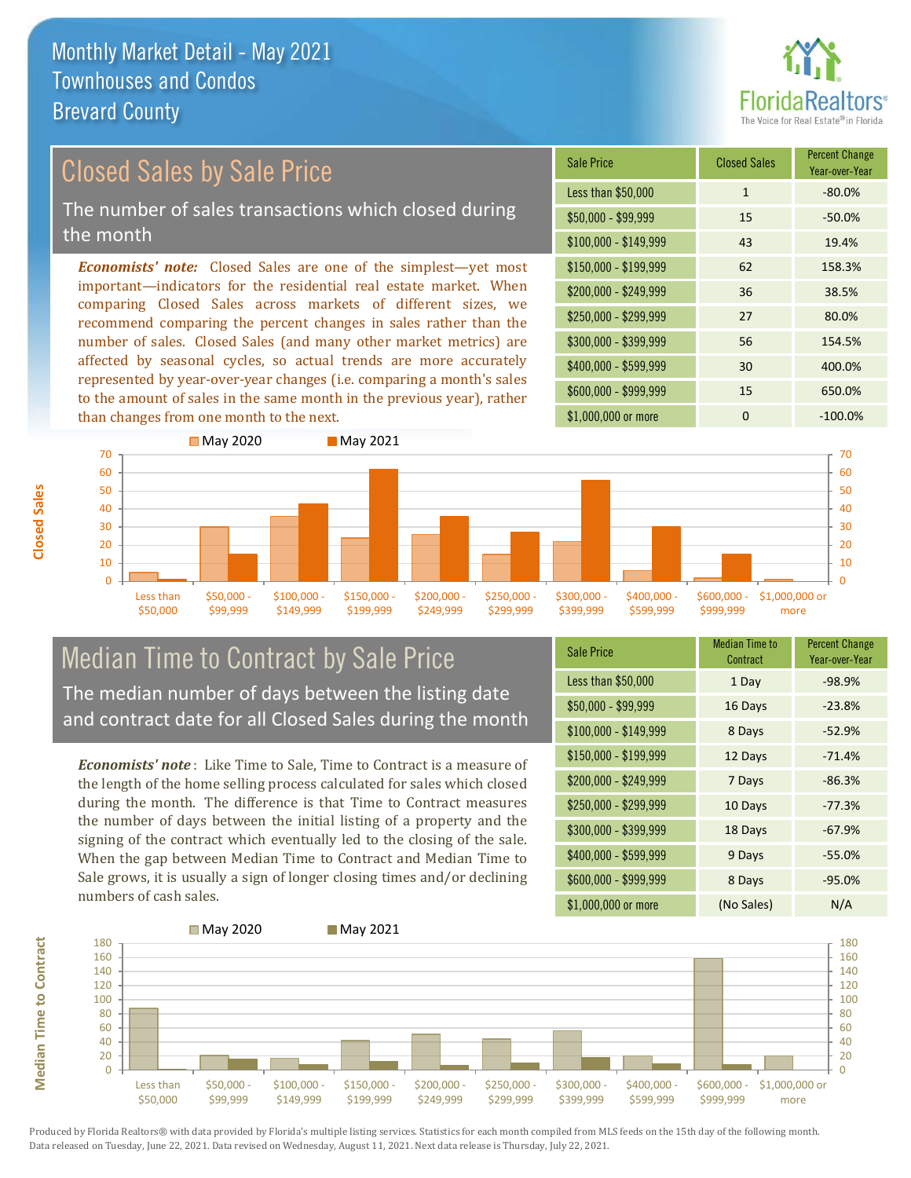# Monthly Market Detail - May 2021
## Townhouses and Condos
## Brevard County

## Closed Sales by Sale Price

The number of sales transactions which closed during the month

***Economists' note:*** Closed Sales are one of the simplest—yet most important—indicators for the residential real estate market. When comparing Closed Sales across markets of different sizes, we recommend comparing the percent changes in sales rather than the number of sales. Closed Sales (and many other market metrics) are affected by seasonal cycles, so actual trends are more accurately represented by year-over-year changes (i.e. comparing a month's sales to the amount of sales in the same month in the previous year), rather than changes from one month to the next.

| Sale Price | Closed Sales | Percent Change Year-over-Year |
|---|---|---|
| Less than $50,000 | 1 | -80.0% |
| $50,000 - $99,999 | 15 | -50.0% |
| $100,000 - $149,999 | 43 | 19.4% |
| $150,000 - $199,999 | 62 | 158.3% |
| $200,000 - $249,999 | 36 | 38.5% |
| $250,000 - $299,999 | 27 | 80.0% |
| $300,000 - $399,999 | 56 | 154.5% |
| $400,000 - $599,999 | 30 | 400.0% |
| $600,000 - $999,999 | 15 | 650.0% |
| $1,000,000 or more | 0 | -100.0% |

## Median Time to Contract by Sale Price

The median number of days between the listing date and contract date for all Closed Sales during the month

***Economists' note***: Like Time to Sale, Time to Contract is a measure of the length of the home selling process calculated for sales which closed during the month. The difference is that Time to Contract measures the number of days between the initial listing of a property and the signing of the contract which eventually led to the closing of the sale. When the gap between Median Time to Contract and Median Time to Sale grows, it is usually a sign of longer closing times and/or declining numbers of cash sales.

| Sale Price | Median Time to Contract | Percent Change Year-over-Year |
|---|---|---|
| Less than $50,000 | 1 Day | -98.9% |
| $50,000 - $99,999 | 16 Days | -23.8% |
| $100,000 - $149,999 | 8 Days | -52.9% |
| $150,000 - $199,999 | 12 Days | -71.4% |
| $200,000 - $249,999 | 7 Days | -86.3% |
| $250,000 - $299,999 | 10 Days | -77.3% |
| $300,000 - $399,999 | 18 Days | -67.9% |
| $400,000 - $599,999 | 9 Days | -55.0% |
| $600,000 - $999,999 | 8 Days | -95.0% |
| $1,000,000 or more | (No Sales) | N/A |

Produced by Florida Realtors® with data provided by Florida's multiple listing services. Statistics for each month compiled from MLS feeds on the 15th day of the following month. Data released on Tuesday, June 22, 2021. Data revised on Wednesday, August 11, 2021. Next data release is Thursday, July 22, 2021.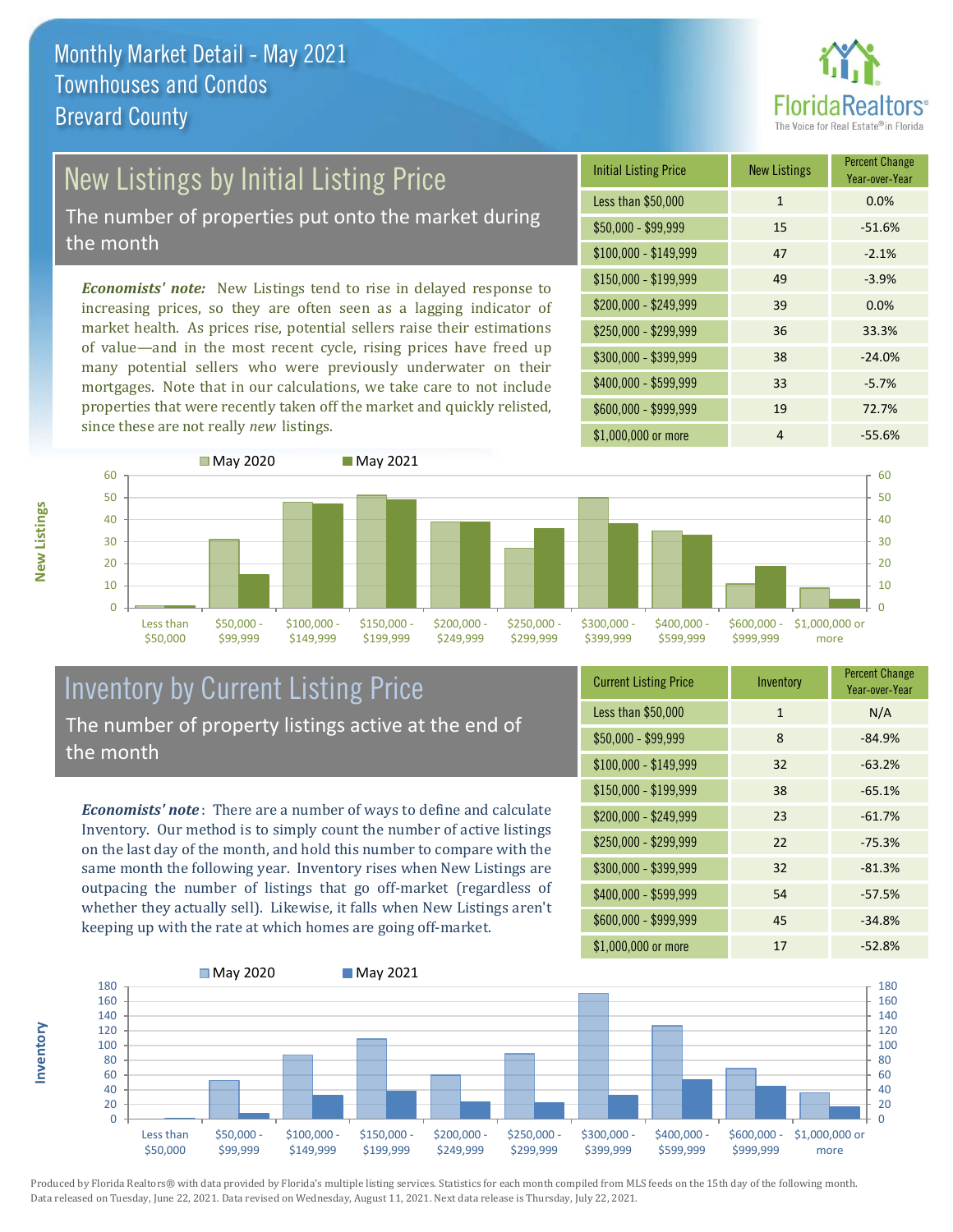# Monthly Market Detail - May 2021
## Townhouses and Condos
## Brevard County

## New Listings by Initial Listing Price

The number of properties put onto the market during the month

***Economists' note:*** New Listings tend to rise in delayed response to increasing prices, so they are often seen as a lagging indicator of market health. As prices rise, potential sellers raise their estimations of value—and in the most recent cycle, rising prices have freed up many potential sellers who were previously underwater on their mortgages. Note that in our calculations, we take care to not include properties that were recently taken off the market and quickly relisted, since these are not really *new* listings.

| Initial Listing Price | New Listings | Percent Change Year-over-Year |
|---|---|---|
| Less than $50,000 | 1 | 0.0% |
| $50,000 - $99,999 | 15 | -51.6% |
| $100,000 - $149,999 | 47 | -2.1% |
| $150,000 - $199,999 | 49 | -3.9% |
| $200,000 - $249,999 | 39 | 0.0% |
| $250,000 - $299,999 | 36 | 33.3% |
| $300,000 - $399,999 | 38 | -24.0% |
| $400,000 - $599,999 | 33 | -5.7% |
| $600,000 - $999,999 | 19 | 72.7% |
| $1,000,000 or more | 4 | -55.6% |

## Inventory by Current Listing Price

The number of property listings active at the end of the month

***Economists' note***: There are a number of ways to define and calculate Inventory. Our method is to simply count the number of active listings on the last day of the month, and hold this number to compare with the same month the following year. Inventory rises when New Listings are outpacing the number of listings that go off-market (regardless of whether they actually sell). Likewise, it falls when New Listings aren't keeping up with the rate at which homes are going off-market.

| Current Listing Price | Inventory | Percent Change Year-over-Year |
|---|---|---|
| Less than $50,000 | 1 | N/A |
| $50,000 - $99,999 | 8 | -84.9% |
| $100,000 - $149,999 | 32 | -63.2% |
| $150,000 - $199,999 | 38 | -65.1% |
| $200,000 - $249,999 | 23 | -61.7% |
| $250,000 - $299,999 | 22 | -75.3% |
| $300,000 - $399,999 | 32 | -81.3% |
| $400,000 - $599,999 | 54 | -57.5% |
| $600,000 - $999,999 | 45 | -34.8% |
| $1,000,000 or more | 17 | -52.8% |

Produced by Florida Realtors® with data provided by Florida's multiple listing services. Statistics for each month compiled from MLS feeds on the 15th day of the following month. Data released on Tuesday, June 22, 2021. Data revised on Wednesday, August 11, 2021. Next data release is Thursday, July 22, 2021.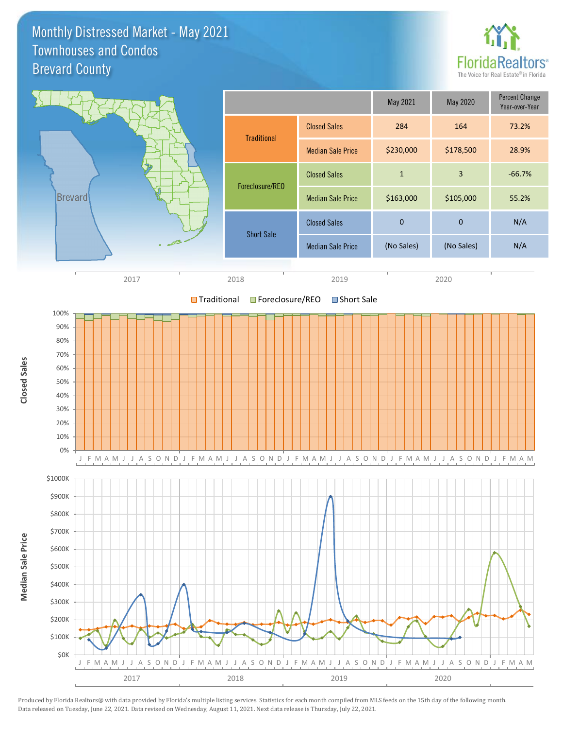# Monthly Distressed Market - May 2021
## Townhouses and Condos
## Brevard County

FloridaRealtors®
The Voice for Real Estate® in Florida

Brevard County

| | | May 2021 | May 2020 | Percent Change Year-over-Year |
|---|---|---|---|---|
| Traditional | Closed Sales | 284 | 164 | 73.2% |
| | Median Sale Price | $230,000 | $178,500 | 28.9% |
| Foreclosure/REO | Closed Sales | 1 | 3 | -66.7% |
| | Median Sale Price | $163,000 | $105,000 | 55.2% |
| Short Sale | Closed Sales | 0 | 0 | N/A |
| | Median Sale Price | (No Sales) | (No Sales) | N/A |

2017 2018 2019 2020

Traditional Foreclosure/REO Short Sale

Closed Sales

100% 90% 80% 70% 60% 50% 40% 30% 20% 10% 0%

J F M A M J J A S O N D J F M A M J J A S O N D J F M A M J J A S O N D J F M A M J J A S O N D J F M A M

Median Sale Price

$1000K $900K $800K $700K $600K $500K $400K $300K $200K $100K $0K

J F M A M J J A S O N D J F M A M J J A S O N D J F M A M J J A S O N D J F M A M J J A S O N D J F M A M

2017 2018 2019 2020

Produced by Florida Realtors® with data provided by Florida's multiple listing services. Statistics for each month compiled from MLS feeds on the 15th day of the following month.
Data released on Tuesday, June 22, 2021. Data revised on Wednesday, August 11, 2021. Next data release is Thursday, July 22, 2021.